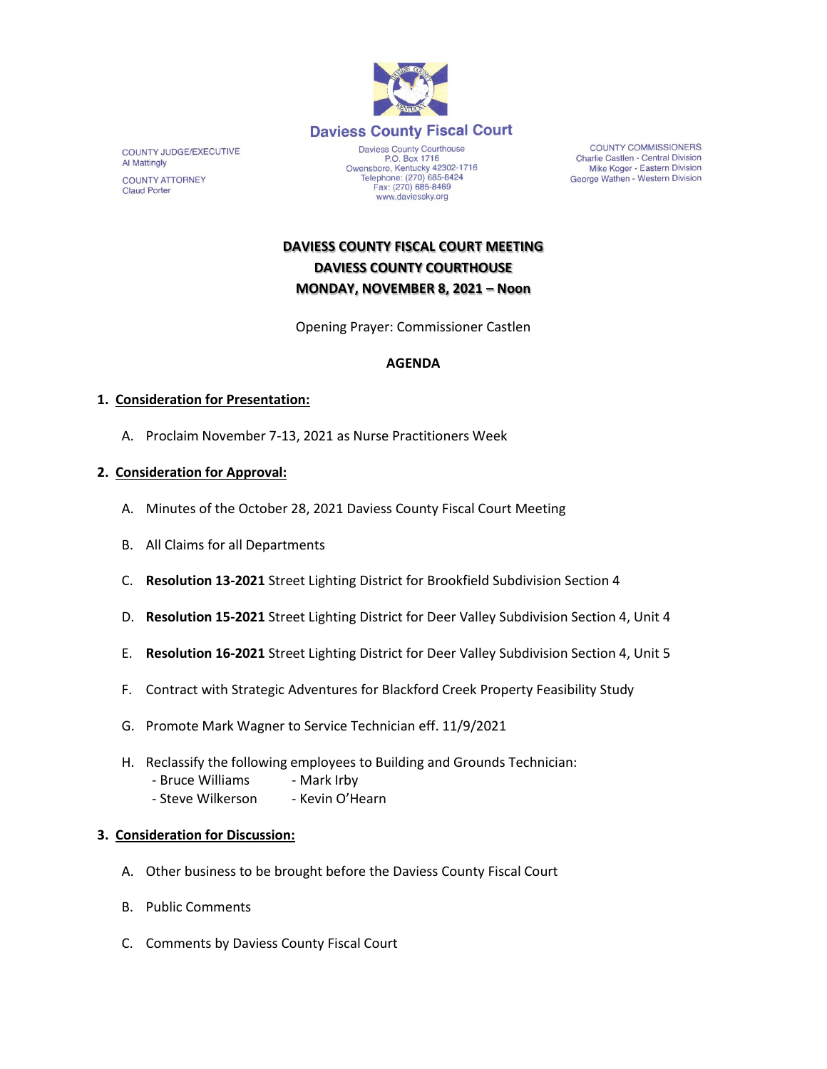# Daviess County Fiscal Court

COUNTY JUDGE/EXECUTIVE
Al Mattingly

COUNTY ATTORNEY
Claud Porter

Daviess County Courthouse
P.O. Box 1716
Owensboro, Kentucky 42302-1716
Telephone: (270) 685-8424
Fax: (270) 685-8469
www.daviessky.org

COUNTY COMMISSIONERS
Charlie Castlen - Central Division
Mike Koger - Eastern Division
George Wathen - Western Division

## DAVIESS COUNTY FISCAL COURT MEETING
## DAVIESS COUNTY COURTHOUSE
## MONDAY, NOVEMBER 8, 2021 – Noon

Opening Prayer: Commissioner Castlen

**AGENDA**

1. **Consideration for Presentation:**

   A. Proclaim November 7-13, 2021 as Nurse Practitioners Week

2. **Consideration for Approval:**

   A. Minutes of the October 28, 2021 Daviess County Fiscal Court Meeting

   B. All Claims for all Departments

   C. **Resolution 13-2021** Street Lighting District for Brookfield Subdivision Section 4

   D. **Resolution 15-2021** Street Lighting District for Deer Valley Subdivision Section 4, Unit 4

   E. **Resolution 16-2021** Street Lighting District for Deer Valley Subdivision Section 4, Unit 5

   F. Contract with Strategic Adventures for Blackford Creek Property Feasibility Study

   G. Promote Mark Wagner to Service Technician eff. 11/9/2021

   H. Reclassify the following employees to Building and Grounds Technician:
      - Bruce Williams
      - Mark Irby
      - Steve Wilkerson
      - Kevin O'Hearn

3. **Consideration for Discussion:**

   A. Other business to be brought before the Daviess County Fiscal Court

   B. Public Comments

   C. Comments by Daviess County Fiscal Court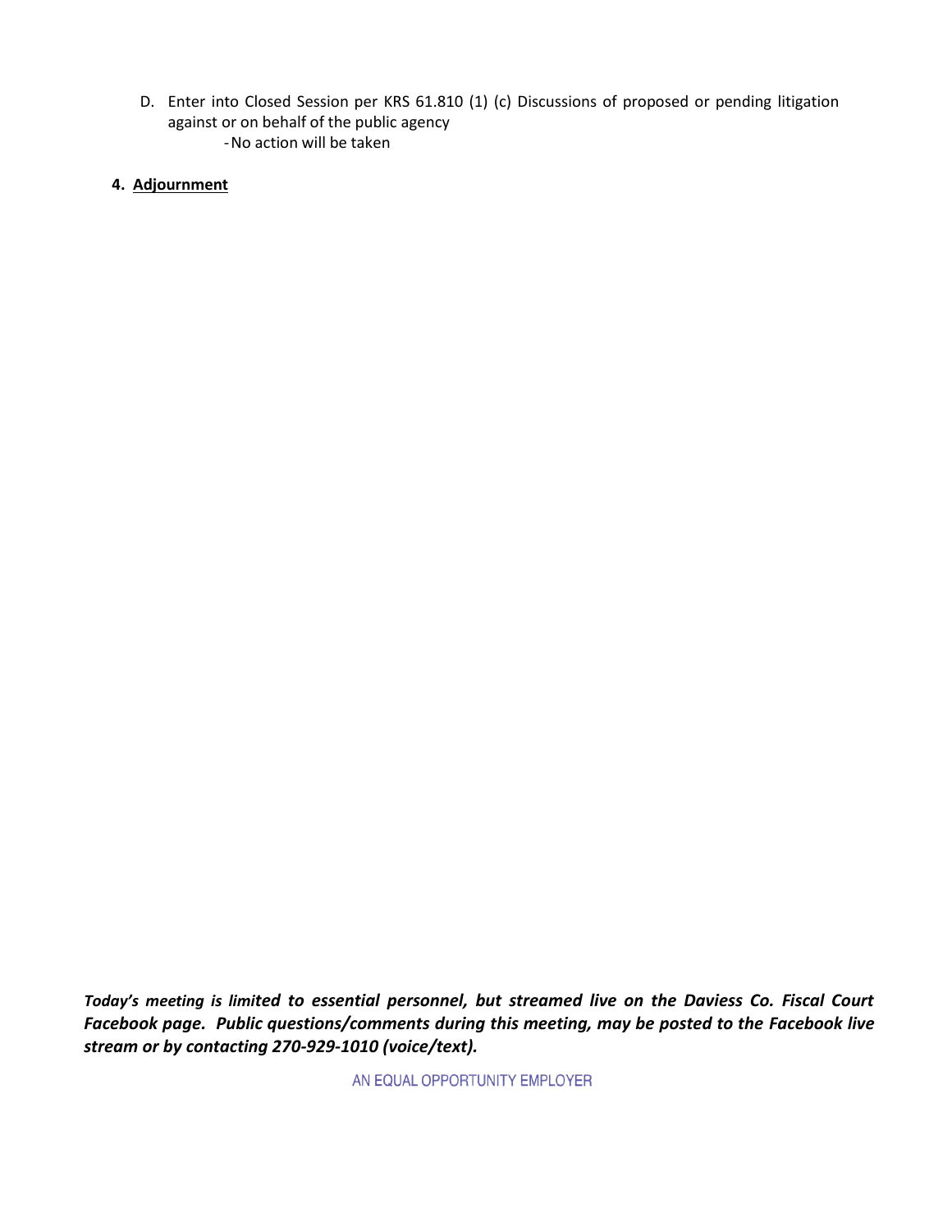D. Enter into Closed Session per KRS 61.810 (1) (c) Discussions of proposed or pending litigation against or on behalf of the public agency
   - No action will be taken

**4. Adjournment**

***Today's meeting is limited to essential personnel, but streamed live on the Daviess Co. Fiscal Court Facebook page. Public questions/comments during this meeting, may be posted to the Facebook live stream or by contacting 270-929-1010 (voice/text).***

AN EQUAL OPPORTUNITY EMPLOYER